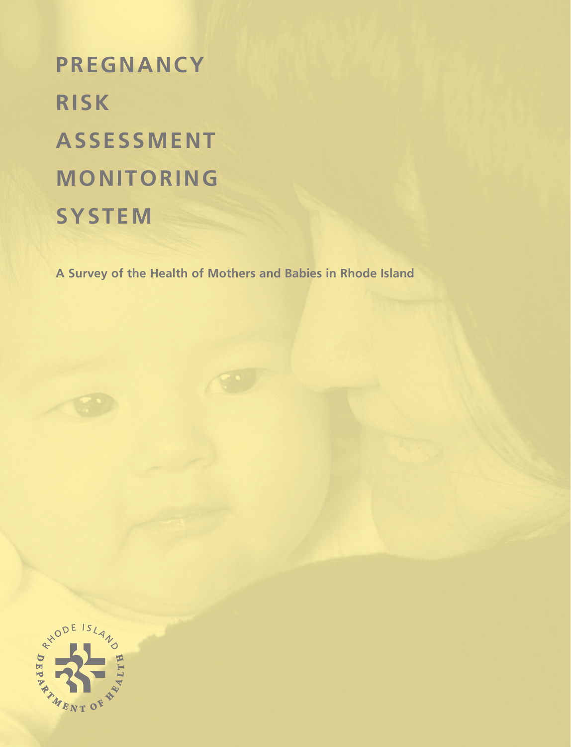# PREGNANCY RISK ASSESSMENT MONITORING SYSTEM

**A Survey of the Health of Mothers and Babies in Rhode Island**

RHODE ISLAND DEPARTMENT OF HEALTH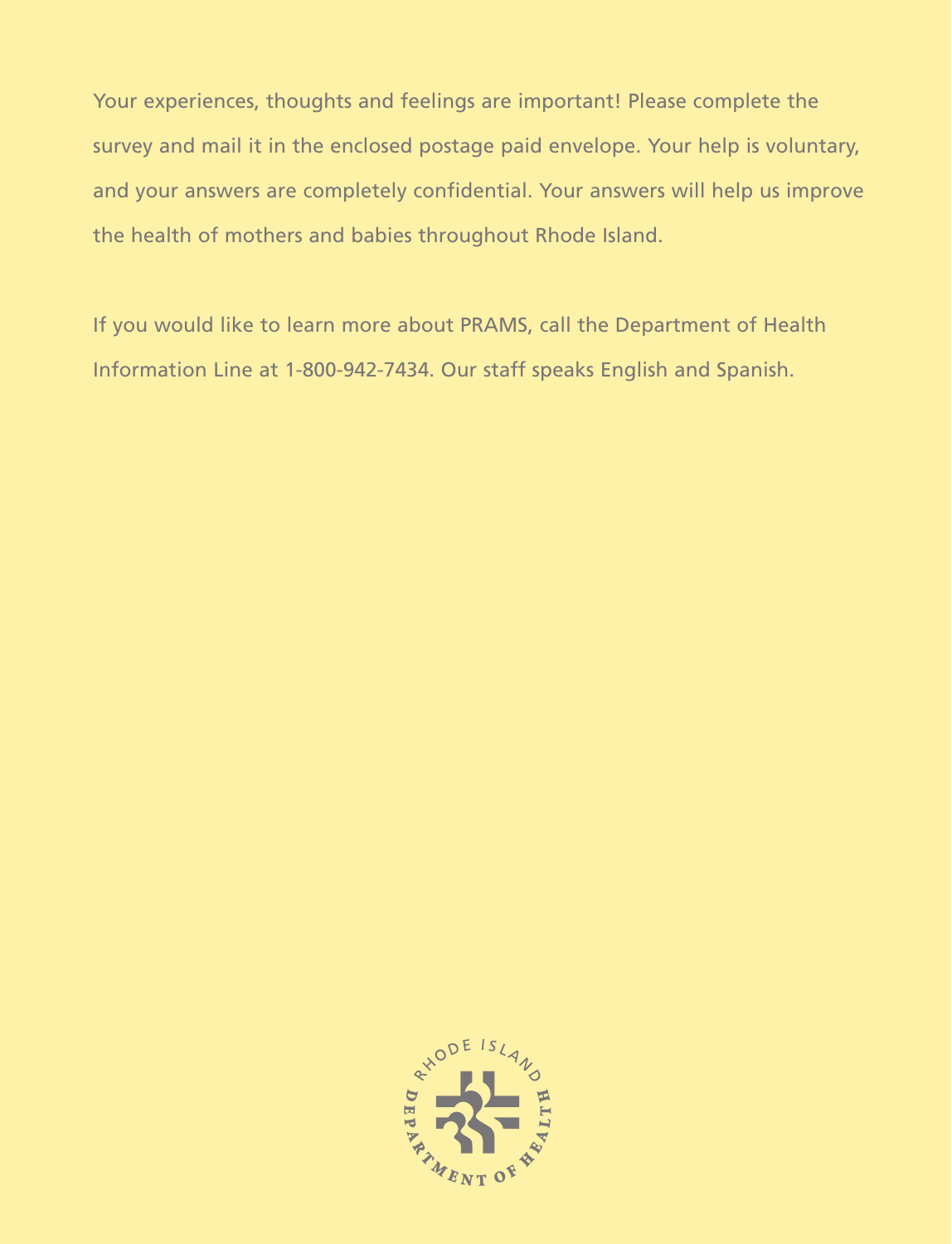Your experiences, thoughts and feelings are important! Please complete the survey and mail it in the enclosed postage paid envelope. Your help is voluntary, and your answers are completely confidential. Your answers will help us improve the health of mothers and babies throughout Rhode Island.

If you would like to learn more about PRAMS, call the Department of Health Information Line at 1-800-942-7434. Our staff speaks English and Spanish.

RHODE ISLAND DEPARTMENT OF HEALTH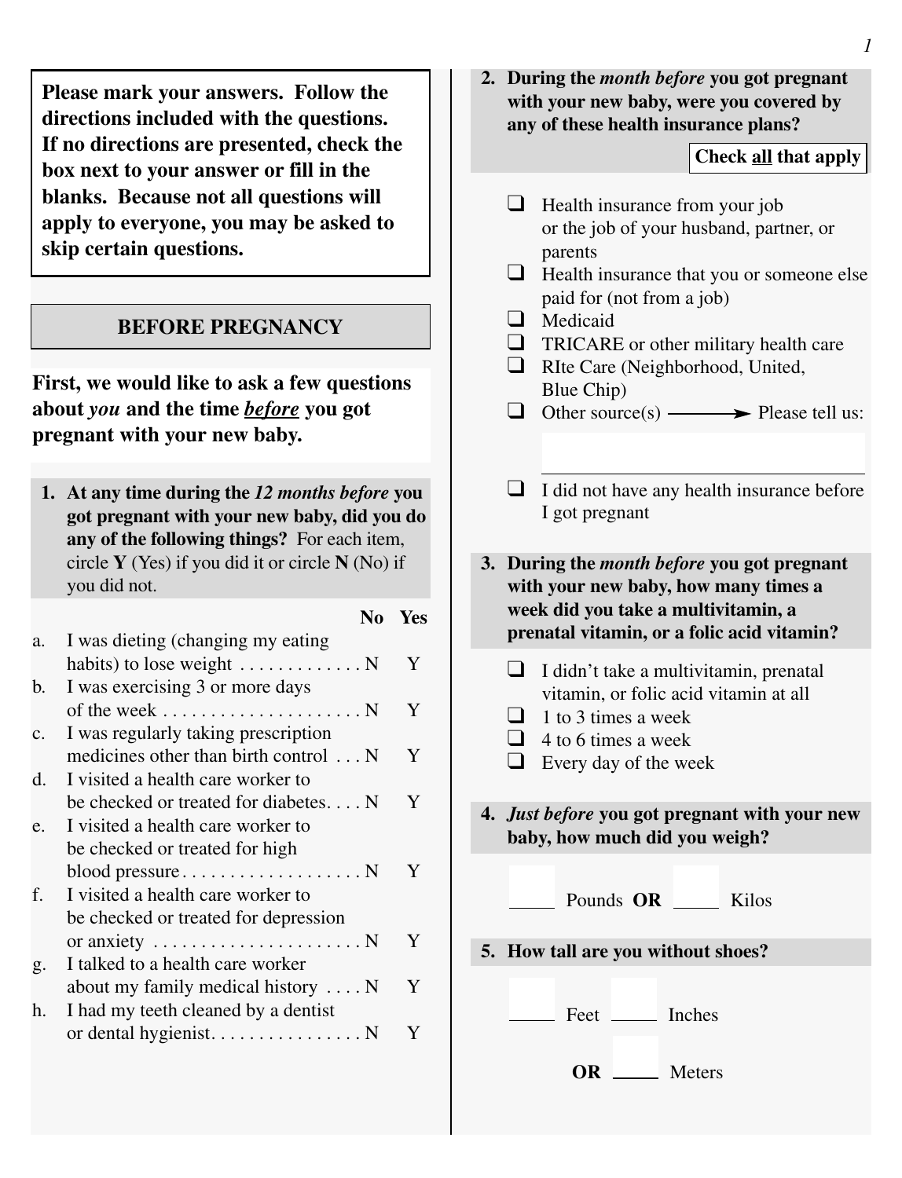**Please mark your answers. Follow the directions included with the questions. If no directions are presented, check the box next to your answer or fill in the blanks. Because not all questions will apply to everyone, you may be asked to skip certain questions.**

## BEFORE PREGNANCY

**First, we would like to ask a few questions about *you* and the time *before* you got pregnant with your new baby.**

**1. At any time during the *12 months before* you got pregnant with your new baby, did you do any of the following things?** For each item, circle **Y** (Yes) if you did it or circle **N** (No) if you did not.

| | | No | Yes |
|---|---|---|---|
| a. | I was dieting (changing my eating habits) to lose weight | N | Y |
| b. | I was exercising 3 or more days of the week | N | Y |
| c. | I was regularly taking prescription medicines other than birth control | N | Y |
| d. | I visited a health care worker to be checked or treated for diabetes | N | Y |
| e. | I visited a health care worker to be checked or treated for high blood pressure | N | Y |
| f. | I visited a health care worker to be checked or treated for depression or anxiety | N | Y |
| g. | I talked to a health care worker about my family medical history | N | Y |
| h. | I had my teeth cleaned by a dentist or dental hygienist | N | Y |

**2. During the *month before* you got pregnant with your new baby, were you covered by any of these health insurance plans?**

**Check all that apply**

- ❑ Health insurance from your job or the job of your husband, partner, or parents
- ❑ Health insurance that you or someone else paid for (not from a job)
- ❑ Medicaid
- ❑ TRICARE or other military health care
- ❑ RIte Care (Neighborhood, United, Blue Chip)
- ❑ Other source(s) → Please tell us: ____________
- ❑ I did not have any health insurance before I got pregnant

**3. During the *month before* you got pregnant with your new baby, how many times a week did you take a multivitamin, a prenatal vitamin, or a folic acid vitamin?**

- ❑ I didn't take a multivitamin, prenatal vitamin, or folic acid vitamin at all
- ❑ 1 to 3 times a week
- ❑ 4 to 6 times a week
- ❑ Every day of the week

**4. *Just before* you got pregnant with your new baby, how much did you weigh?**

_____ Pounds **OR** _____ Kilos

**5. How tall are you without shoes?**

_____ Feet _____ Inches

**OR** _____ Meters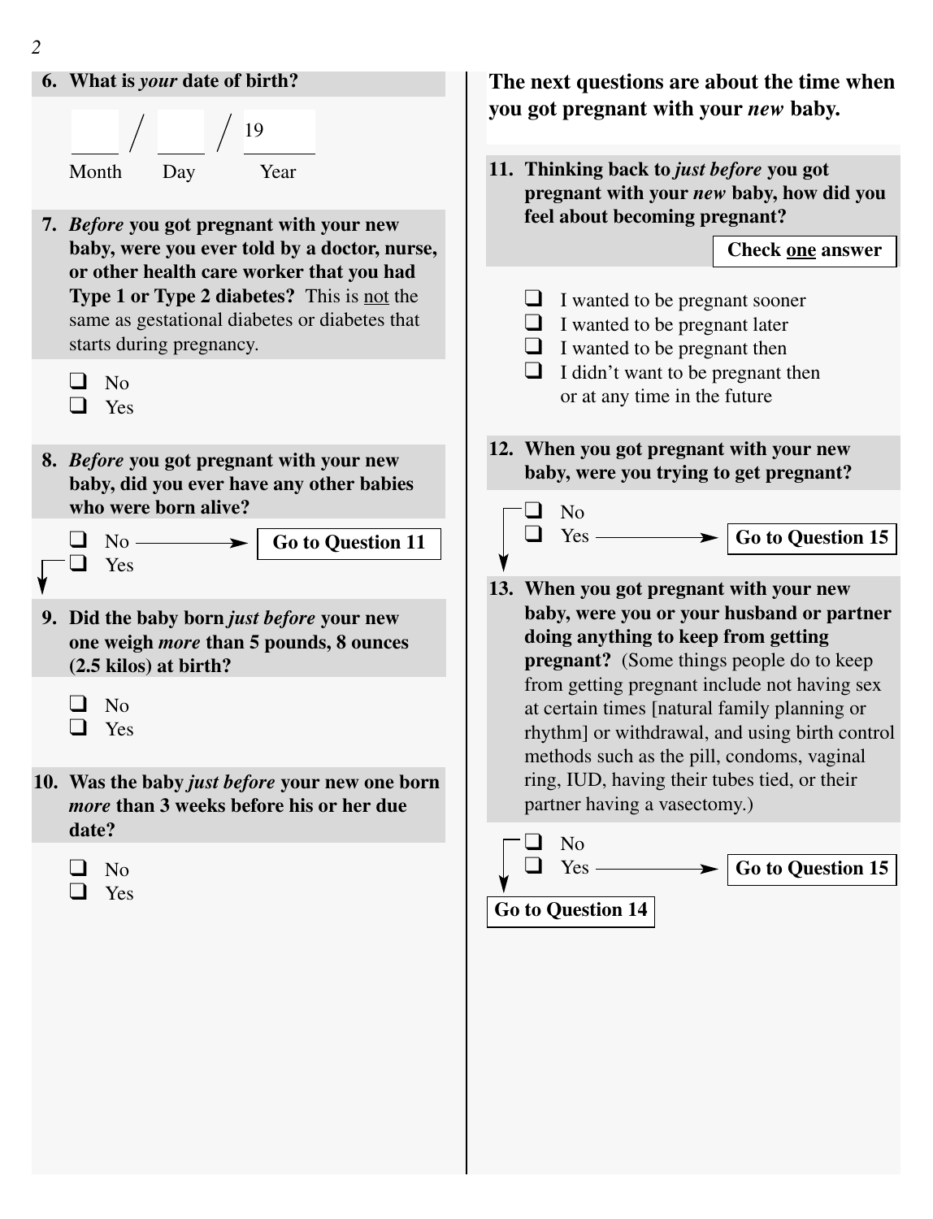**6. What is *your* date of birth?**

\_\_\_ / \_\_\_ / 19\_\_\_

Month Day Year

**7. *Before* you got pregnant with your new baby, were you ever told by a doctor, nurse, or other health care worker that you had Type 1 or Type 2 diabetes?** This is not the same as gestational diabetes or diabetes that starts during pregnancy.

- ❑ No
- ❑ Yes

**8. *Before* you got pregnant with your new baby, did you ever have any other babies who were born alive?**

- ❑ No → **Go to Question 11**
- ❑ Yes

**9. Did the baby born *just before* your new one weigh *more* than 5 pounds, 8 ounces (2.5 kilos) at birth?**

- ❑ No
- ❑ Yes

**10. Was the baby *just before* your new one born *more* than 3 weeks before his or her due date?**

- ❑ No
- ❑ Yes

**The next questions are about the time when you got pregnant with your *new* baby.**

**11. Thinking back to *just before* you got pregnant with your *new* baby, how did you feel about becoming pregnant?**

**Check one answer**

- ❑ I wanted to be pregnant sooner
- ❑ I wanted to be pregnant later
- ❑ I wanted to be pregnant then
- ❑ I didn't want to be pregnant then or at any time in the future

**12. When you got pregnant with your new baby, were you trying to get pregnant?**

- ❑ No
- ❑ Yes → **Go to Question 15**

**13. When you got pregnant with your new baby, were you or your husband or partner doing anything to keep from getting pregnant?** (Some things people do to keep from getting pregnant include not having sex at certain times [natural family planning or rhythm] or withdrawal, and using birth control methods such as the pill, condoms, vaginal ring, IUD, having their tubes tied, or their partner having a vasectomy.)

- ❑ No → **Go to Question 14**
- ❑ Yes → **Go to Question 15**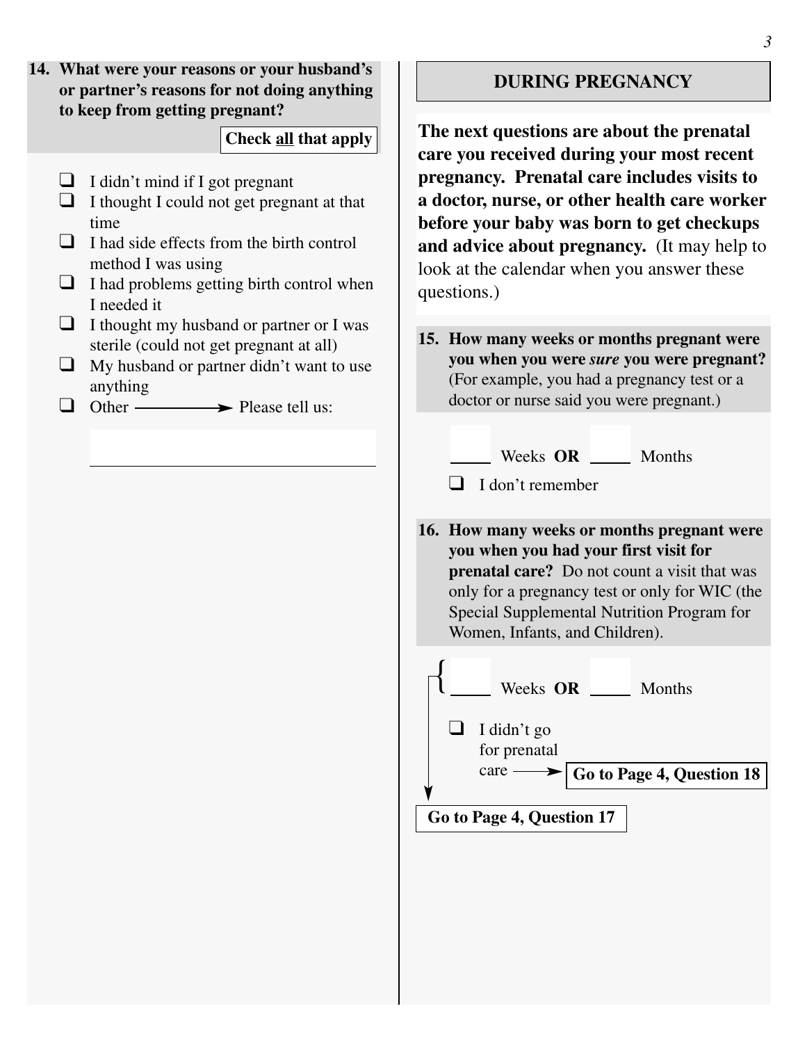**14. What were your reasons or your husband's or partner's reasons for not doing anything to keep from getting pregnant?**

**Check all that apply**

- ❑ I didn't mind if I got pregnant
- ❑ I thought I could not get pregnant at that time
- ❑ I had side effects from the birth control method I was using
- ❑ I had problems getting birth control when I needed it
- ❑ I thought my husband or partner or I was sterile (could not get pregnant at all)
- ❑ My husband or partner didn't want to use anything
- ❑ Other → Please tell us: ________________

## DURING PREGNANCY

**The next questions are about the prenatal care you received during your most recent pregnancy. Prenatal care includes visits to a doctor, nurse, or other health care worker before your baby was born to get checkups and advice about pregnancy.** (It may help to look at the calendar when you answer these questions.)

**15. How many weeks or months pregnant were you when you were *sure* you were pregnant?** (For example, you had a pregnancy test or a doctor or nurse said you were pregnant.)

____ Weeks **OR** ____ Months

- ❑ I don't remember

**16. How many weeks or months pregnant were you when you had your first visit for prenatal care?** Do not count a visit that was only for a pregnancy test or only for WIC (the Special Supplemental Nutrition Program for Women, Infants, and Children).

____ Weeks **OR** ____ Months → **Go to Page 4, Question 17**

- ❑ I didn't go for prenatal care → **Go to Page 4, Question 18**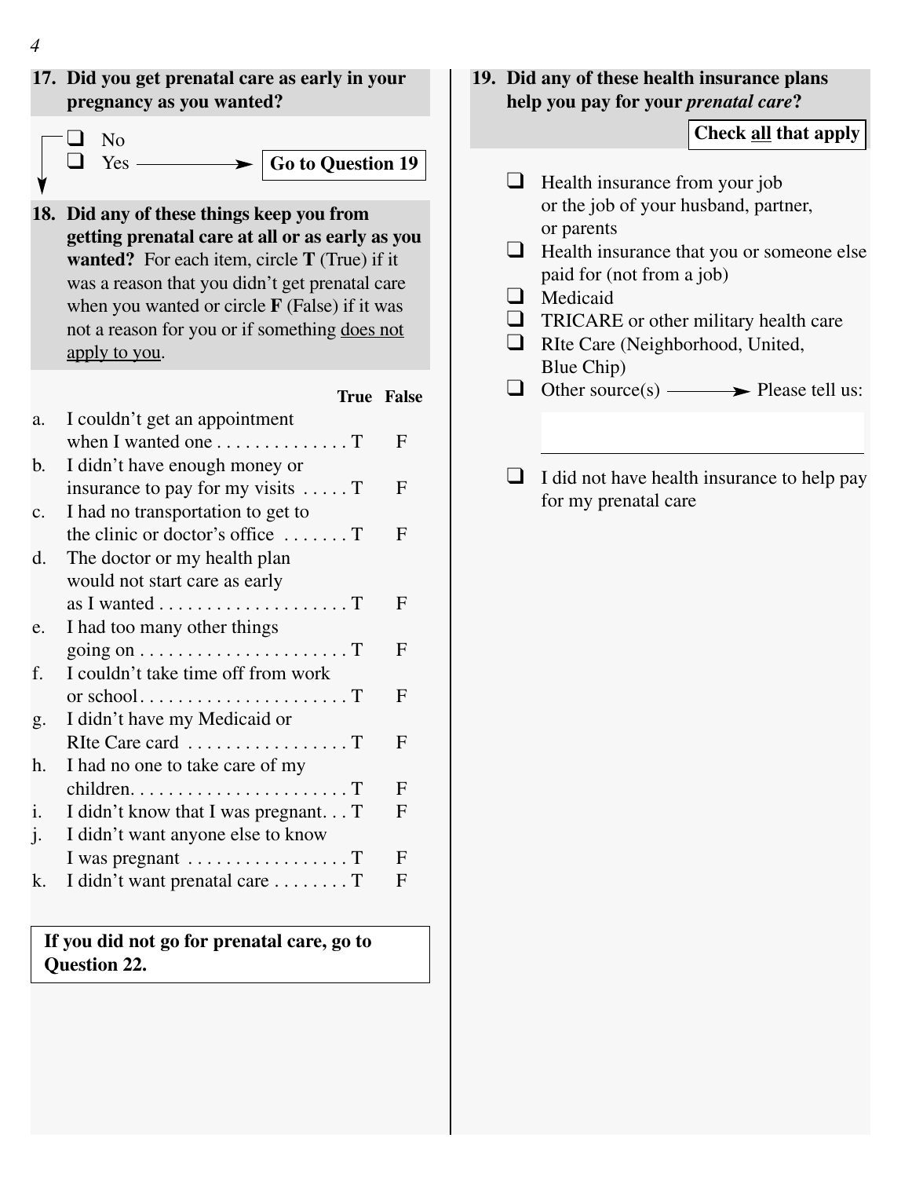**17. Did you get prenatal care as early in your pregnancy as you wanted?**

- ❑ No
- ❑ Yes → **Go to Question 19**

**18. Did any of these things keep you from getting prenatal care at all or as early as you wanted?** For each item, circle **T** (True) if it was a reason that you didn't get prenatal care when you wanted or circle **F** (False) if it was not a reason for you or if something does not apply to you.

| | | True | False |
|---|---|---|---|
| a. | I couldn't get an appointment when I wanted one | T | F |
| b. | I didn't have enough money or insurance to pay for my visits | T | F |
| c. | I had no transportation to get to the clinic or doctor's office | T | F |
| d. | The doctor or my health plan would not start care as early as I wanted | T | F |
| e. | I had too many other things going on | T | F |
| f. | I couldn't take time off from work or school | T | F |
| g. | I didn't have my Medicaid or RIte Care card | T | F |
| h. | I had no one to take care of my children | T | F |
| i. | I didn't know that I was pregnant | T | F |
| j. | I didn't want anyone else to know I was pregnant | T | F |
| k. | I didn't want prenatal care | T | F |

**If you did not go for prenatal care, go to Question 22.**

**19. Did any of these health insurance plans help you pay for your *prenatal care*?**

**Check all that apply**

- ❑ Health insurance from your job or the job of your husband, partner, or parents
- ❑ Health insurance that you or someone else paid for (not from a job)
- ❑ Medicaid
- ❑ TRICARE or other military health care
- ❑ RIte Care (Neighborhood, United, Blue Chip)
- ❑ Other source(s) → Please tell us: ____________________
- ❑ I did not have health insurance to help pay for my prenatal care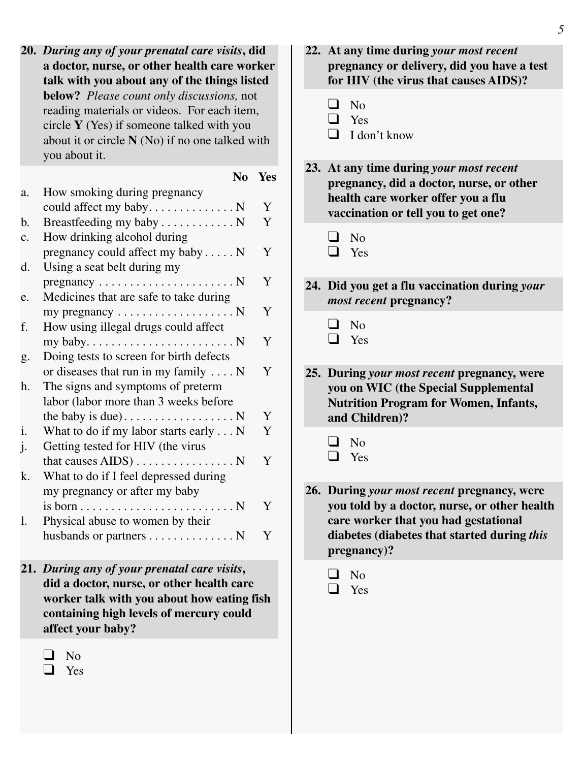**20.** ***During any of your prenatal care visits*, did a doctor, nurse, or other health care worker talk with you about any of the things listed below?** *Please count only discussions,* not reading materials or videos. For each item, circle **Y** (Yes) if someone talked with you about it or circle **N** (No) if no one talked with you about it.

| | | No | Yes |
|---|---|---|---|
| a. | How smoking during pregnancy could affect my baby | N | Y |
| b. | Breastfeeding my baby | N | Y |
| c. | How drinking alcohol during pregnancy could affect my baby | N | Y |
| d. | Using a seat belt during my pregnancy | N | Y |
| e. | Medicines that are safe to take during my pregnancy | N | Y |
| f. | How using illegal drugs could affect my baby | N | Y |
| g. | Doing tests to screen for birth defects or diseases that run in my family | N | Y |
| h. | The signs and symptoms of preterm labor (labor more than 3 weeks before the baby is due) | N | Y |
| i. | What to do if my labor starts early | N | Y |
| j. | Getting tested for HIV (the virus that causes AIDS) | N | Y |
| k. | What to do if I feel depressed during my pregnancy or after my baby is born | N | Y |
| l. | Physical abuse to women by their husbands or partners | N | Y |

**21.** ***During any of your prenatal care visits*, did a doctor, nurse, or other health care worker talk with you about how eating fish containing high levels of mercury could affect your baby?**

- ❑ No
- ❑ Yes

**22. At any time during *your most recent* pregnancy or delivery, did you have a test for HIV (the virus that causes AIDS)?**

- ❑ No
- ❑ Yes
- ❑ I don't know

**23. At any time during *your most recent* pregnancy, did a doctor, nurse, or other health care worker offer you a flu vaccination or tell you to get one?**

- ❑ No
- ❑ Yes

**24. Did you get a flu vaccination during *your most recent* pregnancy?**

- ❑ No
- ❑ Yes

**25. During *your most recent* pregnancy, were you on WIC (the Special Supplemental Nutrition Program for Women, Infants, and Children)?**

- ❑ No
- ❑ Yes

**26. During *your most recent* pregnancy, were you told by a doctor, nurse, or other health care worker that you had gestational diabetes (diabetes that started during *this* pregnancy)?**

- ❑ No
- ❑ Yes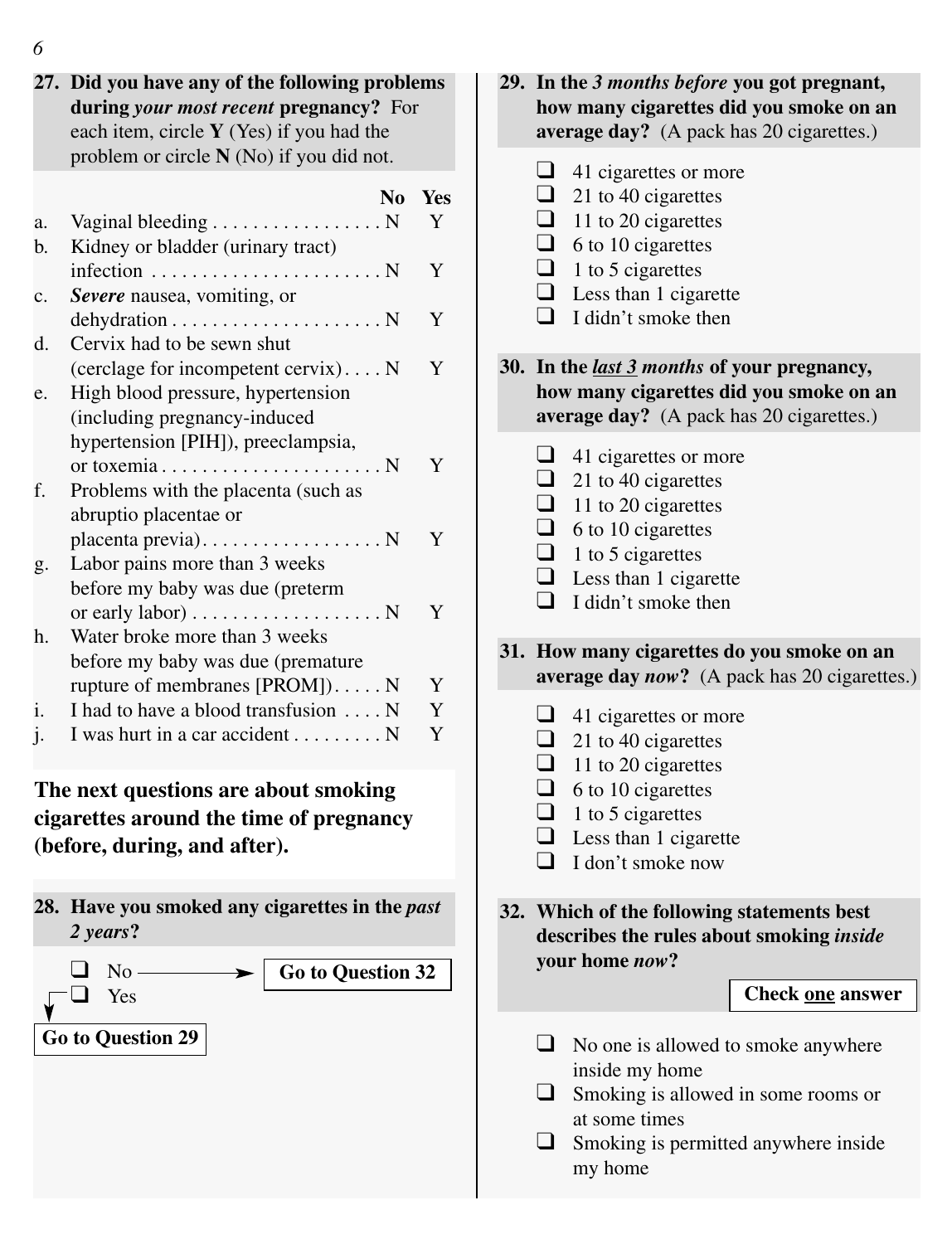**27. Did you have any of the following problems during *your most recent* pregnancy?** For each item, circle **Y** (Yes) if you had the problem or circle **N** (No) if you did not.

| | | No | Yes |
|---|---|---|---|
| a. | Vaginal bleeding | N | Y |
| b. | Kidney or bladder (urinary tract) infection | N | Y |
| c. | ***Severe*** nausea, vomiting, or dehydration | N | Y |
| d. | Cervix had to be sewn shut (cerclage for incompetent cervix) | N | Y |
| e. | High blood pressure, hypertension (including pregnancy-induced hypertension [PIH]), preeclampsia, or toxemia | N | Y |
| f. | Problems with the placenta (such as abruptio placentae or placenta previa) | N | Y |
| g. | Labor pains more than 3 weeks before my baby was due (preterm or early labor) | N | Y |
| h. | Water broke more than 3 weeks before my baby was due (premature rupture of membranes [PROM]) | N | Y |
| i. | I had to have a blood transfusion | N | Y |
| j. | I was hurt in a car accident | N | Y |

**The next questions are about smoking cigarettes around the time of pregnancy (before, during, and after).**

**28. Have you smoked any cigarettes in the *past 2 years*?**

- ❑ No → **Go to Question 32**
- ❑ Yes → **Go to Question 29**

**29. In the *3 months before* you got pregnant, how many cigarettes did you smoke on an average day?** (A pack has 20 cigarettes.)

- ❑ 41 cigarettes or more
- ❑ 21 to 40 cigarettes
- ❑ 11 to 20 cigarettes
- ❑ 6 to 10 cigarettes
- ❑ 1 to 5 cigarettes
- ❑ Less than 1 cigarette
- ❑ I didn't smoke then

**30. In the *last 3 months* of your pregnancy, how many cigarettes did you smoke on an average day?** (A pack has 20 cigarettes.)

- ❑ 41 cigarettes or more
- ❑ 21 to 40 cigarettes
- ❑ 11 to 20 cigarettes
- ❑ 6 to 10 cigarettes
- ❑ 1 to 5 cigarettes
- ❑ Less than 1 cigarette
- ❑ I didn't smoke then

**31. How many cigarettes do you smoke on an average day *now*?** (A pack has 20 cigarettes.)

- ❑ 41 cigarettes or more
- ❑ 21 to 40 cigarettes
- ❑ 11 to 20 cigarettes
- ❑ 6 to 10 cigarettes
- ❑ 1 to 5 cigarettes
- ❑ Less than 1 cigarette
- ❑ I don't smoke now

**32. Which of the following statements best describes the rules about smoking *inside* your home *now*?**

**Check one answer**

- ❑ No one is allowed to smoke anywhere inside my home
- ❑ Smoking is allowed in some rooms or at some times
- ❑ Smoking is permitted anywhere inside my home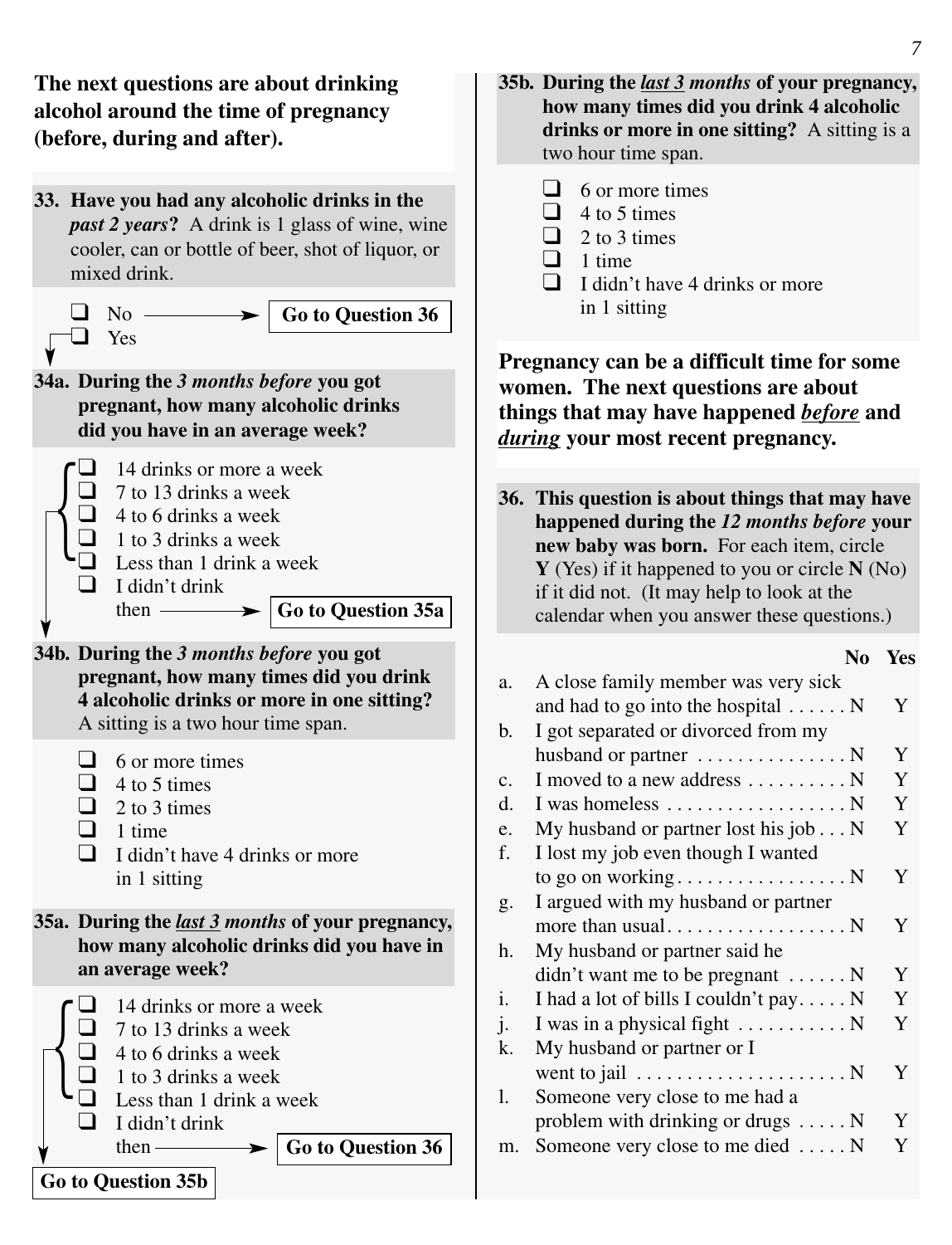**The next questions are about drinking alcohol around the time of pregnancy (before, during and after).**

**33. Have you had any alcoholic drinks in the *past 2 years*?** A drink is 1 glass of wine, wine cooler, can or bottle of beer, shot of liquor, or mixed drink.

- ❑ No → **Go to Question 36**
- ❑ Yes

**34a. During the *3 months before* you got pregnant, how many alcoholic drinks did you have in an average week?**

- ❑ 14 drinks or more a week
- ❑ 7 to 13 drinks a week
- ❑ 4 to 6 drinks a week
- ❑ 1 to 3 drinks a week
- ❑ Less than 1 drink a week
- ❑ I didn't drink then → **Go to Question 35a**

**34b. During the *3 months before* you got pregnant, how many times did you drink 4 alcoholic drinks or more in one sitting?** A sitting is a two hour time span.

- ❑ 6 or more times
- ❑ 4 to 5 times
- ❑ 2 to 3 times
- ❑ 1 time
- ❑ I didn't have 4 drinks or more in 1 sitting

**35a. During the *last 3 months* of your pregnancy, how many alcoholic drinks did you have in an average week?**

- ❑ 14 drinks or more a week
- ❑ 7 to 13 drinks a week
- ❑ 4 to 6 drinks a week
- ❑ 1 to 3 drinks a week
- ❑ Less than 1 drink a week
- ❑ I didn't drink then → **Go to Question 36**

**Go to Question 35b**

**35b. During the *last 3 months* of your pregnancy, how many times did you drink 4 alcoholic drinks or more in one sitting?** A sitting is a two hour time span.

- ❑ 6 or more times
- ❑ 4 to 5 times
- ❑ 2 to 3 times
- ❑ 1 time
- ❑ I didn't have 4 drinks or more in 1 sitting

**Pregnancy can be a difficult time for some women. The next questions are about things that may have happened *before* and *during* your most recent pregnancy.**

**36. This question is about things that may have happened during the *12 months before* your new baby was born.** For each item, circle **Y** (Yes) if it happened to you or circle **N** (No) if it did not. (It may help to look at the calendar when you answer these questions.)

| | | No | Yes |
|---|---|---|---|
| a. | A close family member was very sick and had to go into the hospital | N | Y |
| b. | I got separated or divorced from my husband or partner | N | Y |
| c. | I moved to a new address | N | Y |
| d. | I was homeless | N | Y |
| e. | My husband or partner lost his job | N | Y |
| f. | I lost my job even though I wanted to go on working | N | Y |
| g. | I argued with my husband or partner more than usual | N | Y |
| h. | My husband or partner said he didn't want me to be pregnant | N | Y |
| i. | I had a lot of bills I couldn't pay | N | Y |
| j. | I was in a physical fight | N | Y |
| k. | My husband or partner or I went to jail | N | Y |
| l. | Someone very close to me had a problem with drinking or drugs | N | Y |
| m. | Someone very close to me died | N | Y |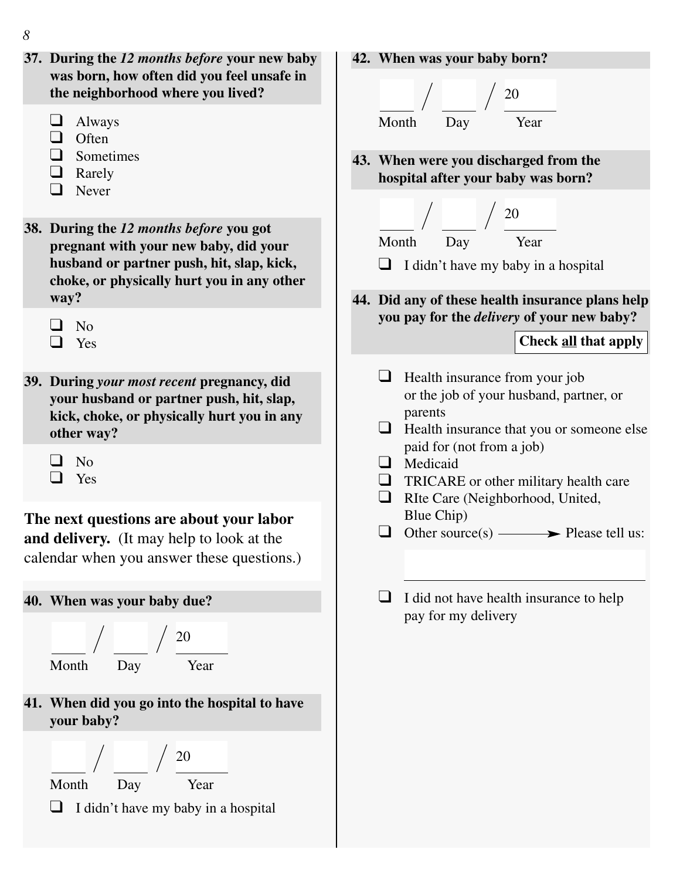**37. During the *12 months before* your new baby was born, how often did you feel unsafe in the neighborhood where you lived?**

- ❑ Always
- ❑ Often
- ❑ Sometimes
- ❑ Rarely
- ❑ Never

**38. During the *12 months before* you got pregnant with your new baby, did your husband or partner push, hit, slap, kick, choke, or physically hurt you in any other way?**

- ❑ No
- ❑ Yes

**39. During *your most recent* pregnancy, did your husband or partner push, hit, slap, kick, choke, or physically hurt you in any other way?**

- ❑ No
- ❑ Yes

**The next questions are about your labor and delivery.** (It may help to look at the calendar when you answer these questions.)

**40. When was your baby due?**

____ / ____ / 20____
Month Day Year

**41. When did you go into the hospital to have your baby?**

____ / ____ / 20____
Month Day Year

- ❑ I didn't have my baby in a hospital

**42. When was your baby born?**

____ / ____ / 20____
Month Day Year

**43. When were you discharged from the hospital after your baby was born?**

____ / ____ / 20____
Month Day Year

- ❑ I didn't have my baby in a hospital

**44. Did any of these health insurance plans help you pay for the *delivery* of your new baby?**

**Check all that apply**

- ❑ Health insurance from your job or the job of your husband, partner, or parents
- ❑ Health insurance that you or someone else paid for (not from a job)
- ❑ Medicaid
- ❑ TRICARE or other military health care
- ❑ RIte Care (Neighborhood, United, Blue Chip)
- ❑ Other source(s) → Please tell us: ____________________
- ❑ I did not have health insurance to help pay for my delivery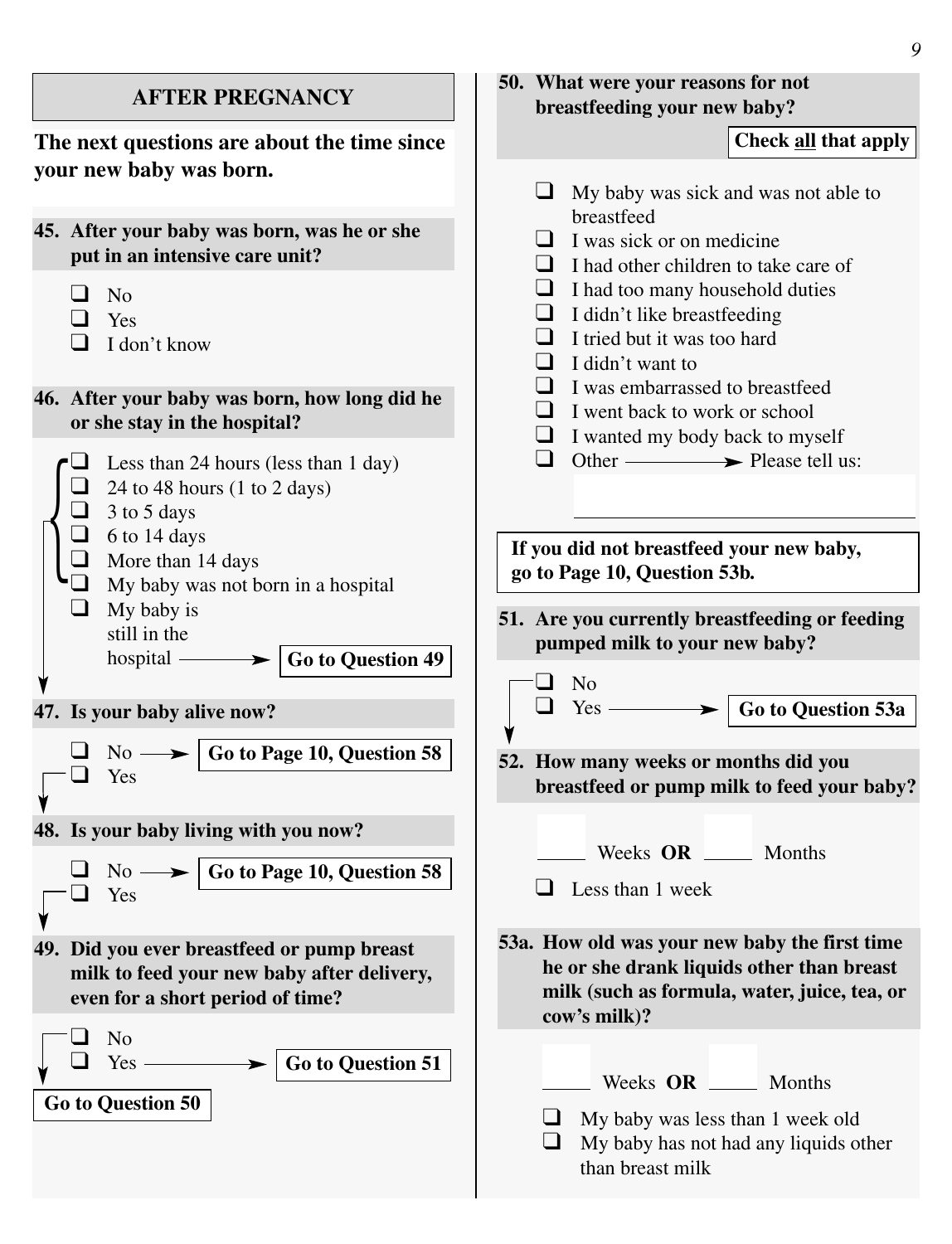## AFTER PREGNANCY

**The next questions are about the time since your new baby was born.**

**45. After your baby was born, was he or she put in an intensive care unit?**

- ❑ No
- ❑ Yes
- ❑ I don't know

**46. After your baby was born, how long did he or she stay in the hospital?**

- ❑ Less than 24 hours (less than 1 day)
- ❑ 24 to 48 hours (1 to 2 days)
- ❑ 3 to 5 days
- ❑ 6 to 14 days
- ❑ More than 14 days
- ❑ My baby was not born in a hospital
- ❑ My baby is still in the hospital → **Go to Question 49**

**47. Is your baby alive now?**

- ❑ No → **Go to Page 10, Question 58**
- ❑ Yes

**48. Is your baby living with you now?**

- ❑ No → **Go to Page 10, Question 58**
- ❑ Yes

**49. Did you ever breastfeed or pump breast milk to feed your new baby after delivery, even for a short period of time?**

- ❑ No
- ❑ Yes → **Go to Question 51**

**Go to Question 50**

**50. What were your reasons for not breastfeeding your new baby?**

**Check all that apply**

- ❑ My baby was sick and was not able to breastfeed
- ❑ I was sick or on medicine
- ❑ I had other children to take care of
- ❑ I had too many household duties
- ❑ I didn't like breastfeeding
- ❑ I tried but it was too hard
- ❑ I didn't want to
- ❑ I was embarrassed to breastfeed
- ❑ I went back to work or school
- ❑ I wanted my body back to myself
- ❑ Other → Please tell us: ____________________

**If you did not breastfeed your new baby, go to Page 10, Question 53b.**

**51. Are you currently breastfeeding or feeding pumped milk to your new baby?**

- ❑ No
- ❑ Yes → **Go to Question 53a**

**52. How many weeks or months did you breastfeed or pump milk to feed your baby?**

_____ Weeks **OR** _____ Months

- ❑ Less than 1 week

**53a. How old was your new baby the first time he or she drank liquids other than breast milk (such as formula, water, juice, tea, or cow's milk)?**

_____ Weeks **OR** _____ Months

- ❑ My baby was less than 1 week old
- ❑ My baby has not had any liquids other than breast milk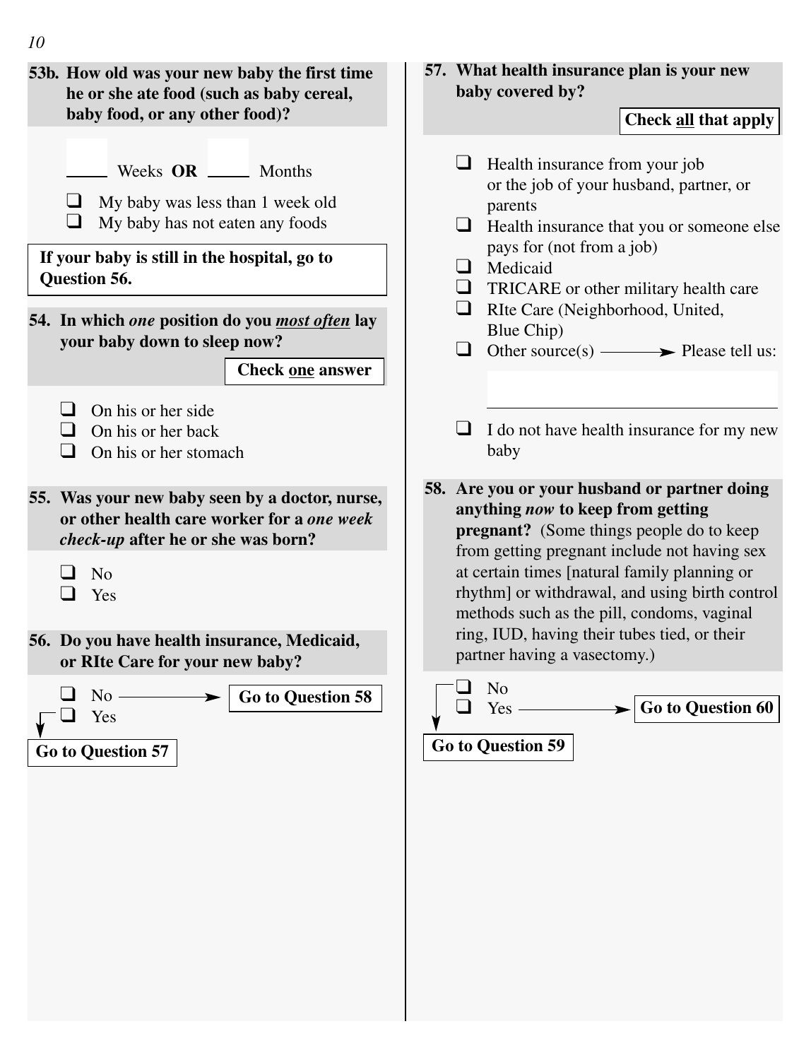**53b. How old was your new baby the first time he or she ate food (such as baby cereal, baby food, or any other food)?**

_____ Weeks **OR** _____ Months

- ❑ My baby was less than 1 week old
- ❑ My baby has not eaten any foods

**If your baby is still in the hospital, go to Question 56.**

**54. In which *one* position do you *most often* lay your baby down to sleep now?**

**Check one answer**

- ❑ On his or her side
- ❑ On his or her back
- ❑ On his or her stomach

**55. Was your new baby seen by a doctor, nurse, or other health care worker for a *one week check-up* after he or she was born?**

- ❑ No
- ❑ Yes

**56. Do you have health insurance, Medicaid, or RIte Care for your new baby?**

- ❑ No → **Go to Question 58**
- ❑ Yes

**Go to Question 57**

**57. What health insurance plan is your new baby covered by?**

**Check all that apply**

- ❑ Health insurance from your job or the job of your husband, partner, or parents
- ❑ Health insurance that you or someone else pays for (not from a job)
- ❑ Medicaid
- ❑ TRICARE or other military health care
- ❑ RIte Care (Neighborhood, United, Blue Chip)
- ❑ Other source(s) → Please tell us: _____________________
- ❑ I do not have health insurance for my new baby

**58. Are you or your husband or partner doing anything *now* to keep from getting pregnant?** (Some things people do to keep from getting pregnant include not having sex at certain times [natural family planning or rhythm] or withdrawal, and using birth control methods such as the pill, condoms, vaginal ring, IUD, having their tubes tied, or their partner having a vasectomy.)

- ❑ No
- ❑ Yes → **Go to Question 60**

**Go to Question 59**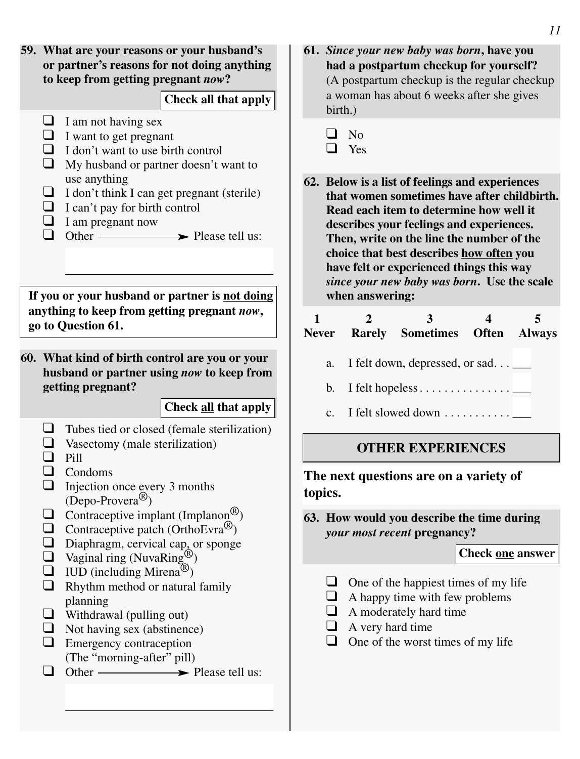**59. What are your reasons or your husband's or partner's reasons for not doing anything to keep from getting pregnant *now*?**

**Check all that apply**

- ❑ I am not having sex
- ❑ I want to get pregnant
- ❑ I don't want to use birth control
- ❑ My husband or partner doesn't want to use anything
- ❑ I don't think I can get pregnant (sterile)
- ❑ I can't pay for birth control
- ❑ I am pregnant now
- ❑ Other ⟶ Please tell us: ____________

**If you or your husband or partner is not doing anything to keep from getting pregnant *now*, go to Question 61.**

**60. What kind of birth control are you or your husband or partner using *now* to keep from getting pregnant?**

**Check all that apply**

- ❑ Tubes tied or closed (female sterilization)
- ❑ Vasectomy (male sterilization)
- ❑ Pill
- ❑ Condoms
- ❑ Injection once every 3 months (Depo-Provera®)
- ❑ Contraceptive implant (Implanon®)
- ❑ Contraceptive patch (OrthoEvra®)
- ❑ Diaphragm, cervical cap, or sponge
- ❑ Vaginal ring (NuvaRing®)
- ❑ IUD (including Mirena®)
- ❑ Rhythm method or natural family planning
- ❑ Withdrawal (pulling out)
- ❑ Not having sex (abstinence)
- ❑ Emergency contraception (The "morning-after" pill)
- ❑ Other ⟶ Please tell us: ____________

**61. *Since your new baby was born*, have you had a postpartum checkup for yourself?** (A postpartum checkup is the regular checkup a woman has about 6 weeks after she gives birth.)

- ❑ No
- ❑ Yes

**62. Below is a list of feelings and experiences that women sometimes have after childbirth. Read each item to determine how well it describes your feelings and experiences. Then, write on the line the number of the choice that best describes how often you have felt or experienced things this way *since your new baby was born*. Use the scale when answering:**

| 1 | 2 | 3 | 4 | 5 |
|---|---|---|---|---|
| **Never** | **Rarely** | **Sometimes** | **Often** | **Always** |

a. I felt down, depressed, or sad. . . ___

b. I felt hopeless . . . . . . . . . . . . . . . ___

c. I felt slowed down . . . . . . . . . . . ___

## OTHER EXPERIENCES

**The next questions are on a variety of topics.**

**63. How would you describe the time during *your most recent* pregnancy?**

**Check one answer**

- ❑ One of the happiest times of my life
- ❑ A happy time with few problems
- ❑ A moderately hard time
- ❑ A very hard time
- ❑ One of the worst times of my life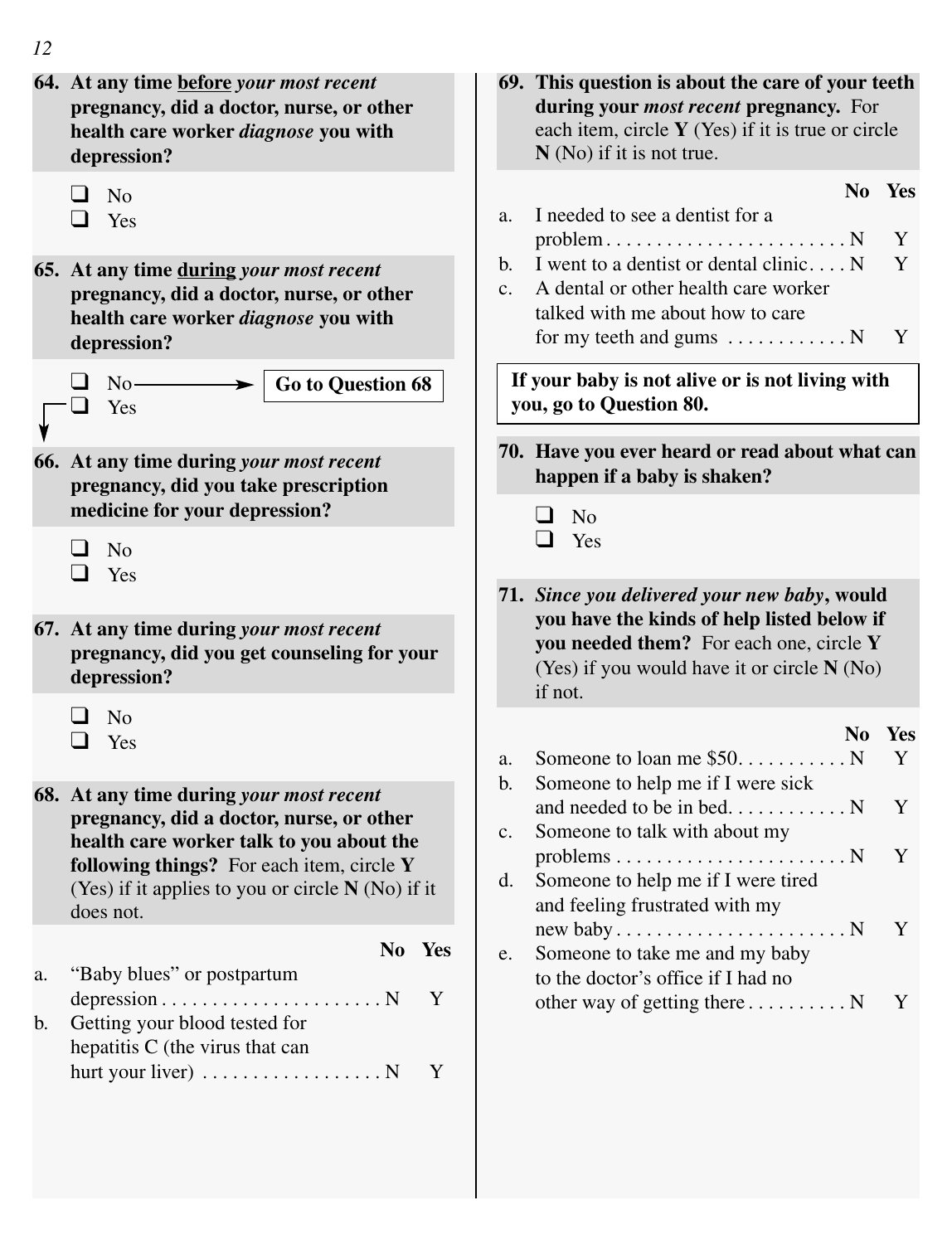**64. At any time before *your most recent* pregnancy, did a doctor, nurse, or other health care worker *diagnose* you with depression?**

- ☐ No
- ☐ Yes

**65. At any time during *your most recent* pregnancy, did a doctor, nurse, or other health care worker *diagnose* you with depression?**

- ☐ No → **Go to Question 68**
- ☐ Yes

**66. At any time during *your most recent* pregnancy, did you take prescription medicine for your depression?**

- ☐ No
- ☐ Yes

**67. At any time during *your most recent* pregnancy, did you get counseling for your depression?**

- ☐ No
- ☐ Yes

**68. At any time during *your most recent* pregnancy, did a doctor, nurse, or other health care worker talk to you about the following things?** For each item, circle **Y** (Yes) if it applies to you or circle **N** (No) if it does not.

| | | No | Yes |
|---|---|---|---|
| a. | "Baby blues" or postpartum depression | N | Y |
| b. | Getting your blood tested for hepatitis C (the virus that can hurt your liver) | N | Y |

**69. This question is about the care of your teeth during your *most recent* pregnancy.** For each item, circle **Y** (Yes) if it is true or circle **N** (No) if it is not true.

| | | No | Yes |
|---|---|---|---|
| a. | I needed to see a dentist for a problem | N | Y |
| b. | I went to a dentist or dental clinic | N | Y |
| c. | A dental or other health care worker talked with me about how to care for my teeth and gums | N | Y |

**If your baby is not alive or is not living with you, go to Question 80.**

**70. Have you ever heard or read about what can happen if a baby is shaken?**

- ☐ No
- ☐ Yes

**71. *Since you delivered your new baby*, would you have the kinds of help listed below if you needed them?** For each one, circle **Y** (Yes) if you would have it or circle **N** (No) if not.

| | | No | Yes |
|---|---|---|---|
| a. | Someone to loan me $50 | N | Y |
| b. | Someone to help me if I were sick and needed to be in bed | N | Y |
| c. | Someone to talk with about my problems | N | Y |
| d. | Someone to help me if I were tired and feeling frustrated with my new baby | N | Y |
| e. | Someone to take me and my baby to the doctor's office if I had no other way of getting there | N | Y |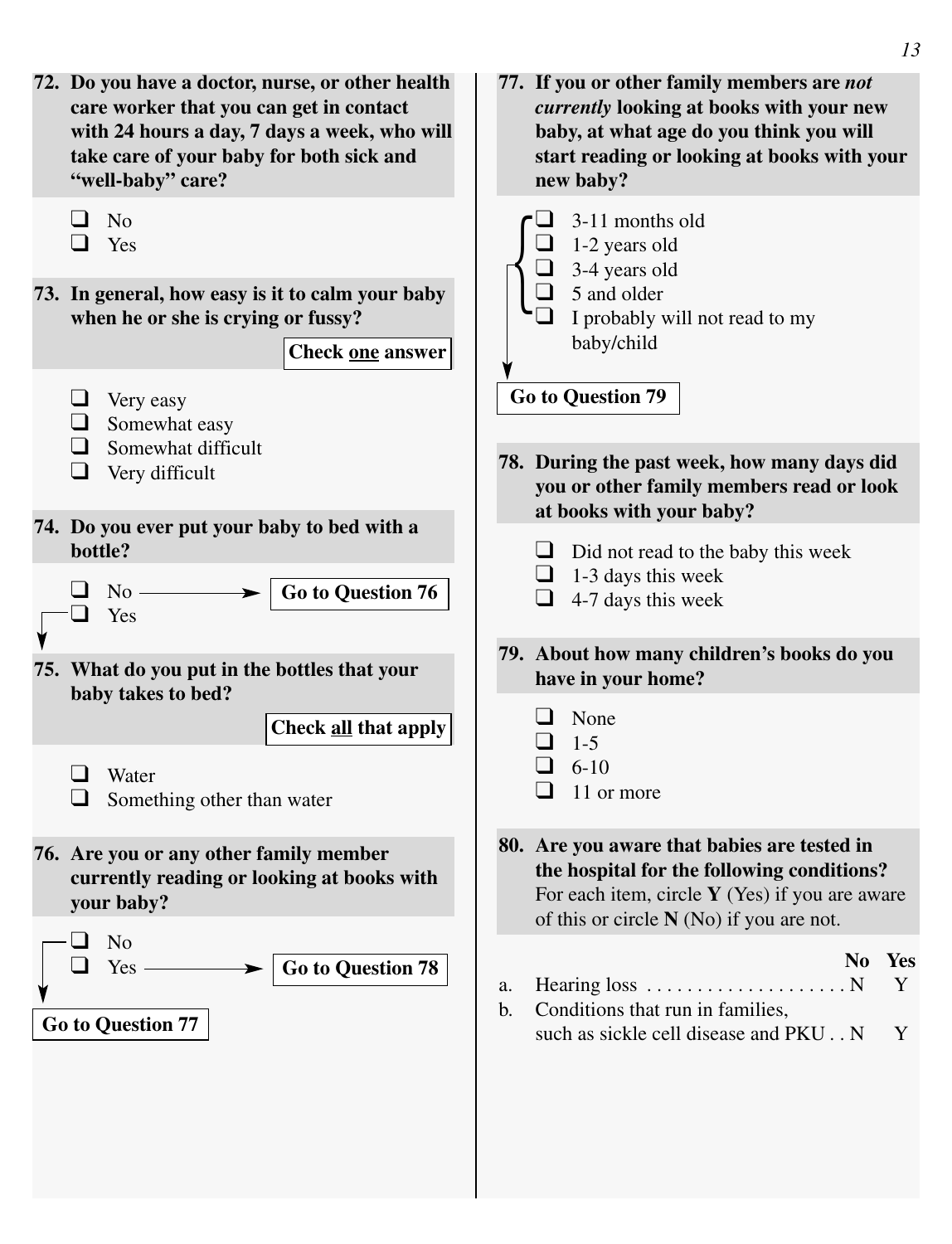**72. Do you have a doctor, nurse, or other health care worker that you can get in contact with 24 hours a day, 7 days a week, who will take care of your baby for both sick and "well-baby" care?**

- ❑ No
- ❑ Yes

**73. In general, how easy is it to calm your baby when he or she is crying or fussy?**

**Check one answer**

- ❑ Very easy
- ❑ Somewhat easy
- ❑ Somewhat difficult
- ❑ Very difficult

**74. Do you ever put your baby to bed with a bottle?**

- ❑ No → **Go to Question 76**
- ❑ Yes

**75. What do you put in the bottles that your baby takes to bed?**

**Check all that apply**

- ❑ Water
- ❑ Something other than water

**76. Are you or any other family member currently reading or looking at books with your baby?**

- ❑ No → **Go to Question 77**
- ❑ Yes → **Go to Question 78**

**77. If you or other family members are *not currently* looking at books with your new baby, at what age do you think you will start reading or looking at books with your new baby?**

- ❑ 3-11 months old
- ❑ 1-2 years old
- ❑ 3-4 years old
- ❑ 5 and older
- ❑ I probably will not read to my baby/child

**Go to Question 79**

**78. During the past week, how many days did you or other family members read or look at books with your baby?**

- ❑ Did not read to the baby this week
- ❑ 1-3 days this week
- ❑ 4-7 days this week

**79. About how many children's books do you have in your home?**

- ❑ None
- ❑ 1-5
- ❑ 6-10
- ❑ 11 or more

**80. Are you aware that babies are tested in the hospital for the following conditions?** For each item, circle **Y** (Yes) if you are aware of this or circle **N** (No) if you are not.

| | | No | Yes |
|---|---|---|---|
| a. | Hearing loss | N | Y |
| b. | Conditions that run in families, such as sickle cell disease and PKU | N | Y |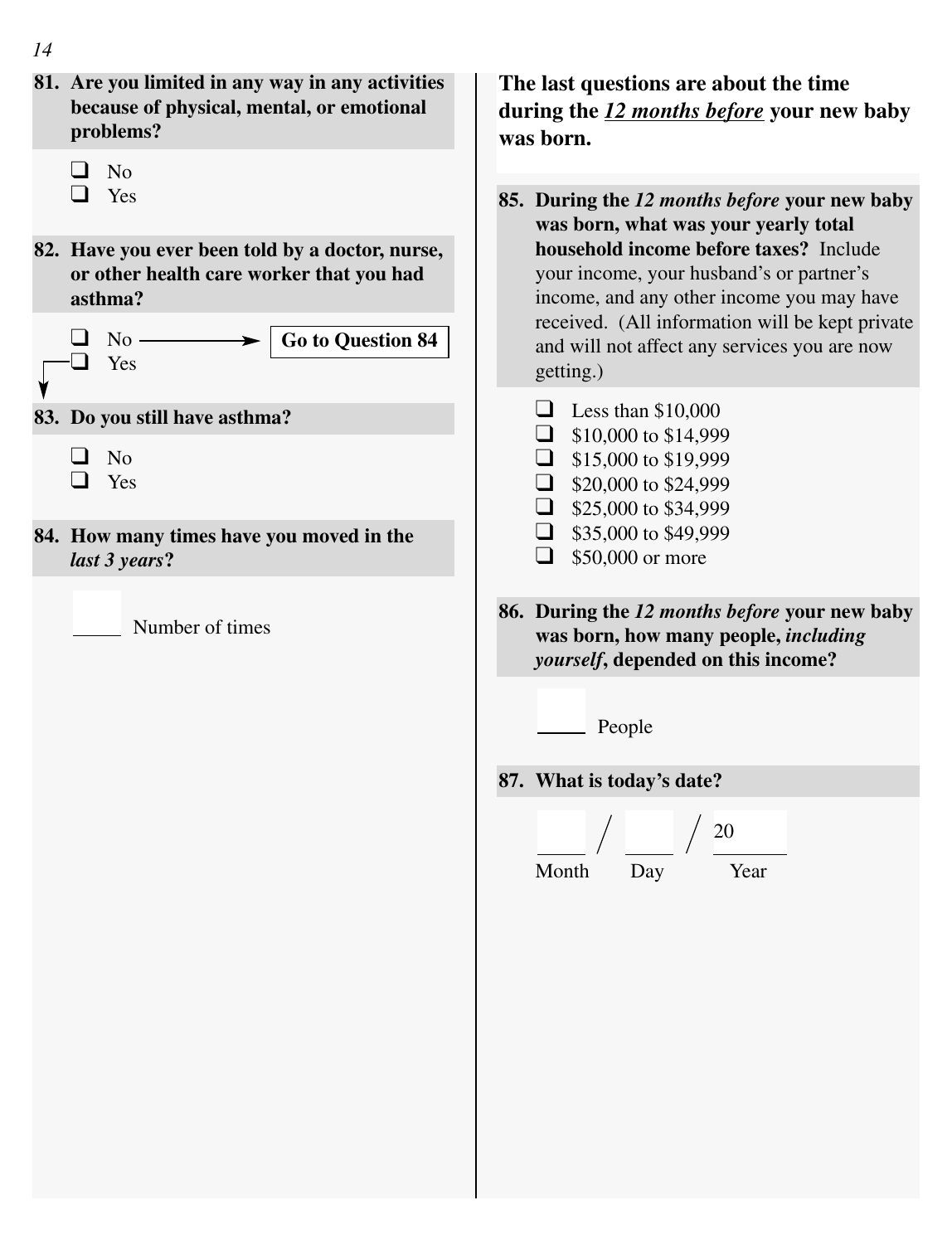**81. Are you limited in any way in any activities because of physical, mental, or emotional problems?**

- ❑ No
- ❑ Yes

**82. Have you ever been told by a doctor, nurse, or other health care worker that you had asthma?**

- ❑ No → **Go to Question 84**
- ❑ Yes

**83. Do you still have asthma?**

- ❑ No
- ❑ Yes

**84. How many times have you moved in the *last 3 years*?**

_____ Number of times

**The last questions are about the time during the *12 months before* your new baby was born.**

**85. During the *12 months before* your new baby was born, what was your yearly total household income before taxes?** Include your income, your husband's or partner's income, and any other income you may have received. (All information will be kept private and will not affect any services you are now getting.)

- ❑ Less than $10,000
- ❑ $10,000 to $14,999
- ❑ $15,000 to $19,999
- ❑ $20,000 to $24,999
- ❑ $25,000 to $34,999
- ❑ $35,000 to $49,999
- ❑ $50,000 or more

**86. During the *12 months before* your new baby was born, how many people, *including yourself*, depended on this income?**

_____ People

**87. What is today's date?**

_____ / _____ / 20_____

Month Day Year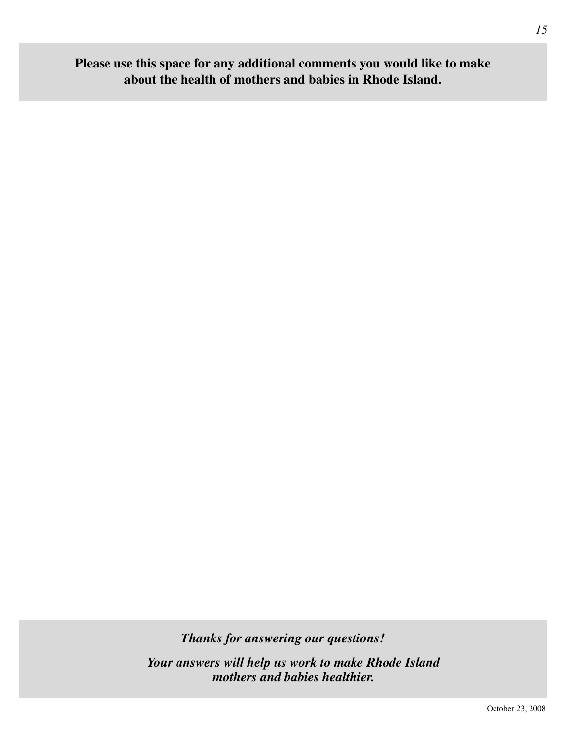**Please use this space for any additional comments you would like to make about the health of mothers and babies in Rhode Island.**

***Thanks for answering our questions!***

***Your answers will help us work to make Rhode Island mothers and babies healthier.***

October 23, 2008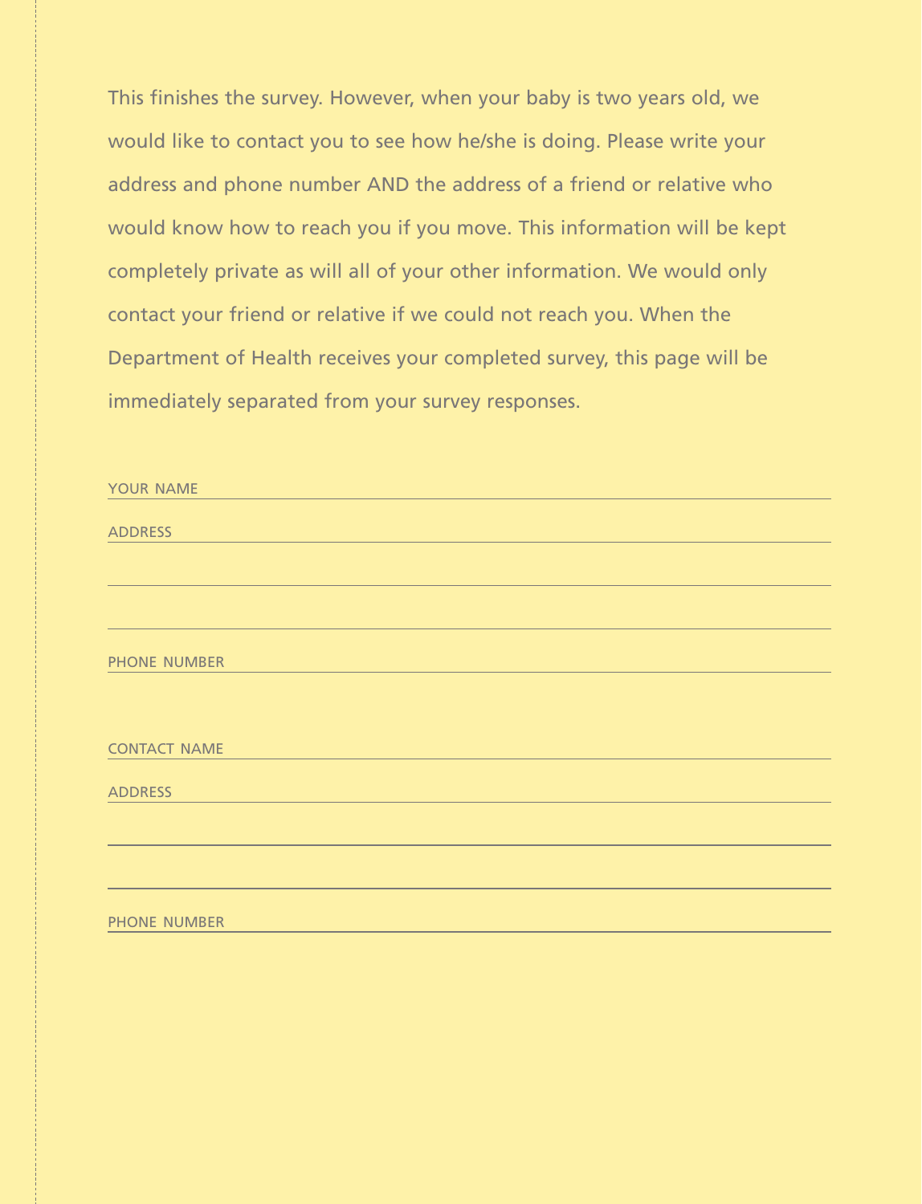This finishes the survey. However, when your baby is two years old, we would like to contact you to see how he/she is doing. Please write your address and phone number AND the address of a friend or relative who would know how to reach you if you move. This information will be kept completely private as will all of your other information. We would only contact your friend or relative if we could not reach you. When the Department of Health receives your completed survey, this page will be immediately separated from your survey responses.

YOUR NAME ______________________________________________

ADDRESS ______________________________________________

______________________________________________

______________________________________________

PHONE NUMBER ______________________________________________

CONTACT NAME ______________________________________________

ADDRESS ______________________________________________

______________________________________________

______________________________________________

PHONE NUMBER ______________________________________________